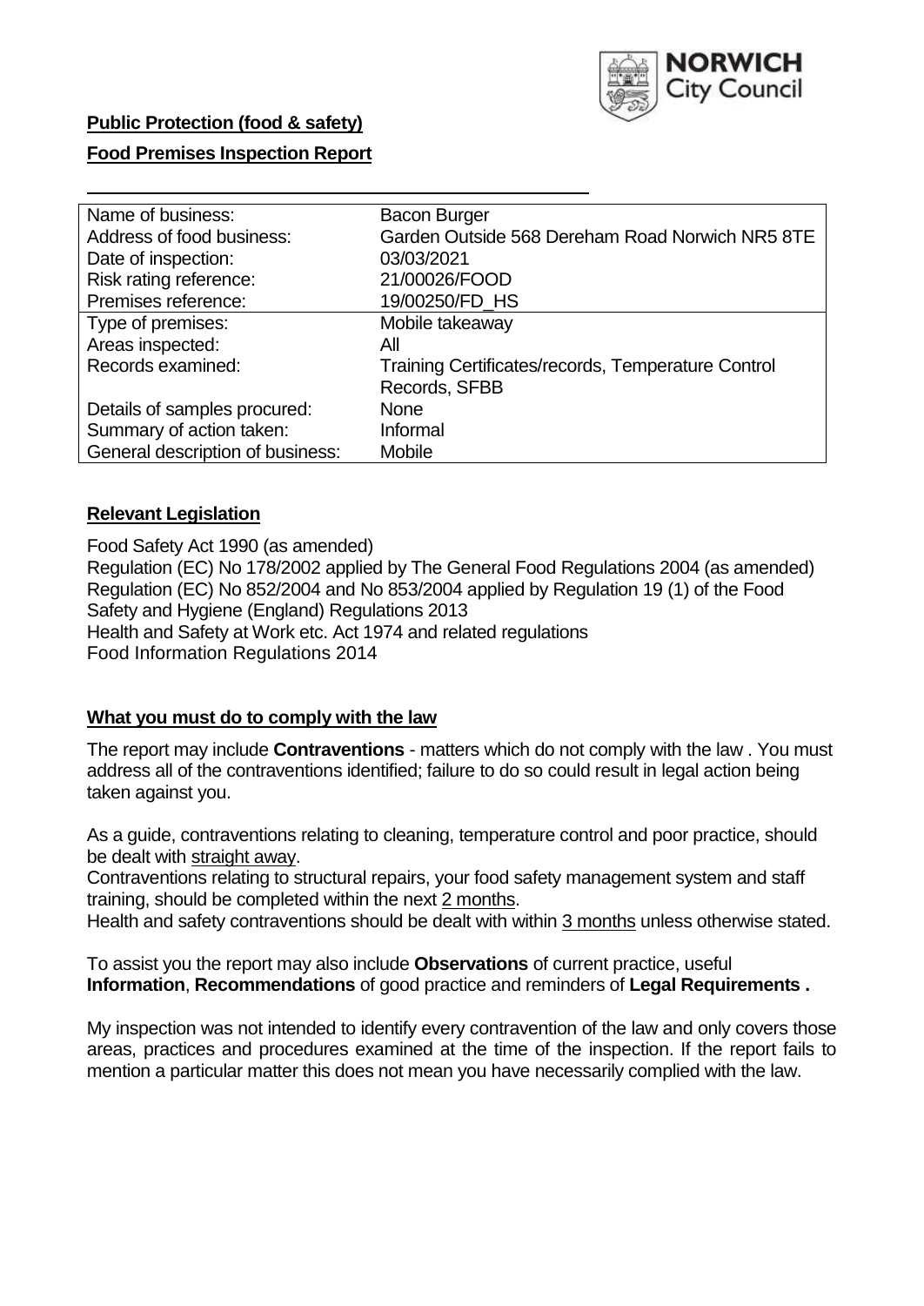**Public Protection (food & safety)**

**Food Premises Inspection Report**

| Name of business: | Bacon Burger |
| --- | --- |
| Address of food business: | Garden Outside 568 Dereham Road Norwich NR5 8TE |
| Date of inspection: | 03/03/2021 |
| Risk rating reference: | 21/00026/FOOD |
| Premises reference: | 19/00250/FD_HS |
| Type of premises: | Mobile takeaway |
| Areas inspected: | All |
| Records examined: | Training Certificates/records, Temperature Control Records, SFBB |
| Details of samples procured: | None |
| Summary of action taken: | Informal |
| General description of business: | Mobile |

## **Relevant Legislation**

Food Safety Act 1990 (as amended)
Regulation (EC) No 178/2002 applied by The General Food Regulations 2004 (as amended)
Regulation (EC) No 852/2004 and No 853/2004 applied by Regulation 19 (1) of the Food Safety and Hygiene (England) Regulations 2013
Health and Safety at Work etc. Act 1974 and related regulations
Food Information Regulations 2014

## **What you must do to comply with the law**

The report may include **Contraventions** - matters which do not comply with the law . You must address all of the contraventions identified; failure to do so could result in legal action being taken against you.

As a guide, contraventions relating to cleaning, temperature control and poor practice, should be dealt with straight away.
Contraventions relating to structural repairs, your food safety management system and staff training, should be completed within the next 2 months.
Health and safety contraventions should be dealt with within 3 months unless otherwise stated.

To assist you the report may also include **Observations** of current practice, useful **Information**, **Recommendations** of good practice and reminders of **Legal Requirements .**

My inspection was not intended to identify every contravention of the law and only covers those areas, practices and procedures examined at the time of the inspection. If the report fails to mention a particular matter this does not mean you have necessarily complied with the law.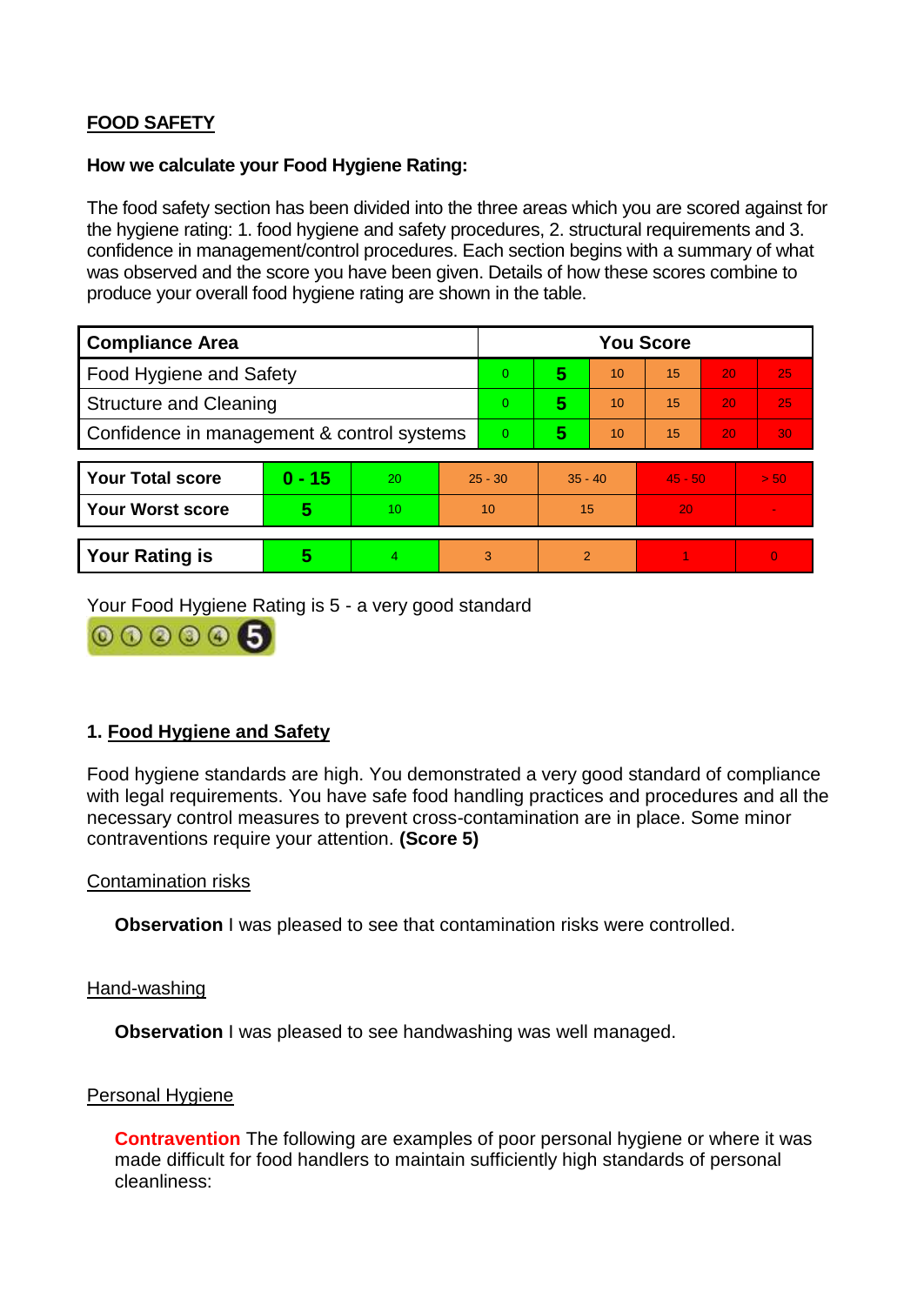**FOOD SAFETY**

**How we calculate your Food Hygiene Rating:**

The food safety section has been divided into the three areas which you are scored against for the hygiene rating: 1. food hygiene and safety procedures, 2. structural requirements and 3. confidence in management/control procedures. Each section begins with a summary of what was observed and the score you have been given. Details of how these scores combine to produce your overall food hygiene rating are shown in the table.

| Compliance Area | You Score | | | | | |
|---|---|---|---|---|---|---|
| Food Hygiene and Safety | 0 | **5** | 10 | 15 | 20 | 25 |
| Structure and Cleaning | 0 | **5** | 10 | 15 | 20 | 25 |
| Confidence in management & control systems | 0 | **5** | 10 | 15 | 20 | 30 |

| | | | | | | |
|---|---|---|---|---|---|---|
| **Your Total score** | **0 - 15** | 20 | 25 - 30 | 35 - 40 | 45 - 50 | > 50 |
| **Your Worst score** | **5** | 10 | 10 | 15 | 20 | - |

| | | | | | | |
|---|---|---|---|---|---|---|
| **Your Rating is** | **5** | 4 | 3 | 2 | 1 | 0 |

Your Food Hygiene Rating is 5 - a very good standard

## 1. Food Hygiene and Safety

Food hygiene standards are high. You demonstrated a very good standard of compliance with legal requirements. You have safe food handling practices and procedures and all the necessary control measures to prevent cross-contamination are in place. Some minor contraventions require your attention. **(Score 5)**

Contamination risks

**Observation** I was pleased to see that contamination risks were controlled.

Hand-washing

**Observation** I was pleased to see handwashing was well managed.

Personal Hygiene

**Contravention** The following are examples of poor personal hygiene or where it was made difficult for food handlers to maintain sufficiently high standards of personal cleanliness: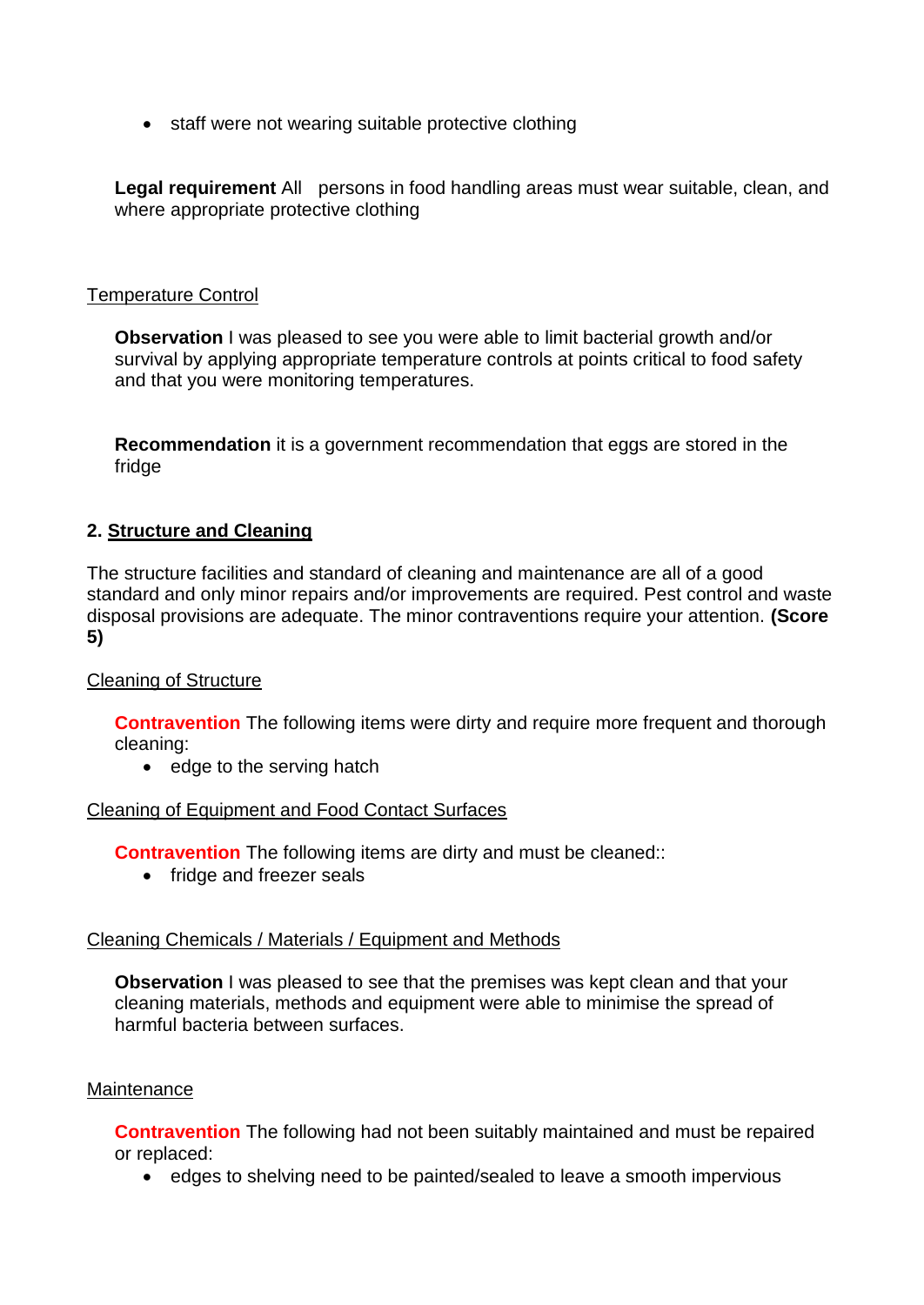- staff were not wearing suitable protective clothing

**Legal requirement** All persons in food handling areas must wear suitable, clean, and where appropriate protective clothing

Temperature Control

**Observation** I was pleased to see you were able to limit bacterial growth and/or survival by applying appropriate temperature controls at points critical to food safety and that you were monitoring temperatures.

**Recommendation** it is a government recommendation that eggs are stored in the fridge

## 2. Structure and Cleaning

The structure facilities and standard of cleaning and maintenance are all of a good standard and only minor repairs and/or improvements are required. Pest control and waste disposal provisions are adequate. The minor contraventions require your attention. **(Score 5)**

Cleaning of Structure

**Contravention** The following items were dirty and require more frequent and thorough cleaning:

- edge to the serving hatch

Cleaning of Equipment and Food Contact Surfaces

**Contravention** The following items are dirty and must be cleaned::

- fridge and freezer seals

Cleaning Chemicals / Materials / Equipment and Methods

**Observation** I was pleased to see that the premises was kept clean and that your cleaning materials, methods and equipment were able to minimise the spread of harmful bacteria between surfaces.

Maintenance

**Contravention** The following had not been suitably maintained and must be repaired or replaced:

- edges to shelving need to be painted/sealed to leave a smooth impervious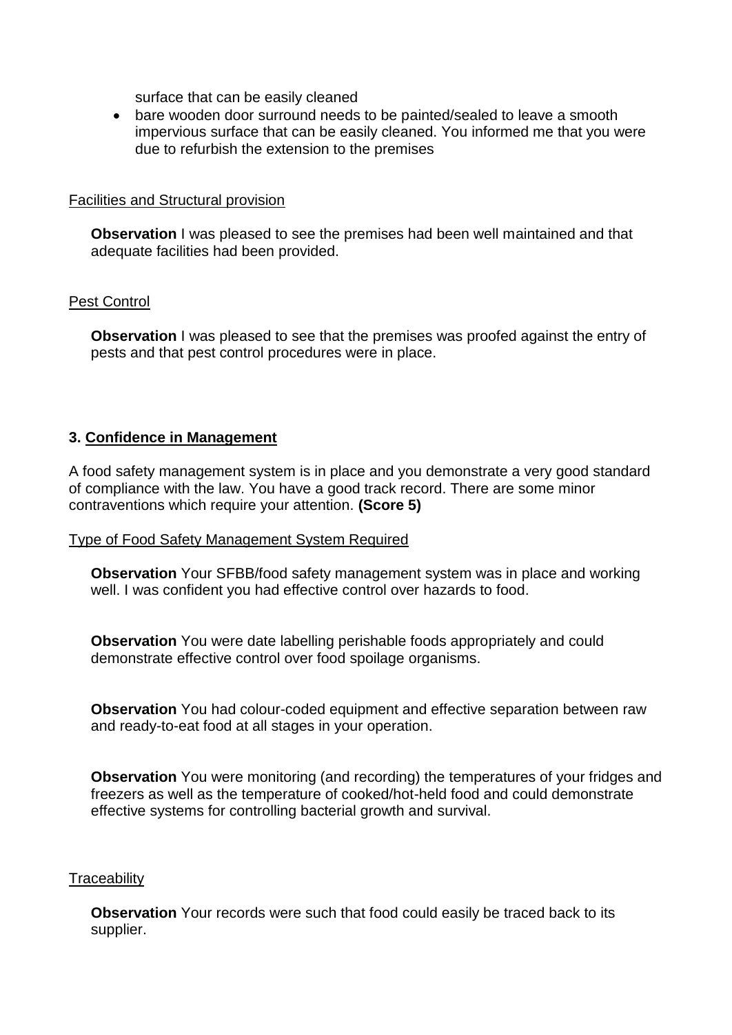surface that can be easily cleaned

- bare wooden door surround needs to be painted/sealed to leave a smooth impervious surface that can be easily cleaned. You informed me that you were due to refurbish the extension to the premises

Facilities and Structural provision

**Observation** I was pleased to see the premises had been well maintained and that adequate facilities had been provided.

Pest Control

**Observation** I was pleased to see that the premises was proofed against the entry of pests and that pest control procedures were in place.

### 3. Confidence in Management

A food safety management system is in place and you demonstrate a very good standard of compliance with the law. You have a good track record. There are some minor contraventions which require your attention. **(Score 5)**

Type of Food Safety Management System Required

**Observation** Your SFBB/food safety management system was in place and working well. I was confident you had effective control over hazards to food.

**Observation** You were date labelling perishable foods appropriately and could demonstrate effective control over food spoilage organisms.

**Observation** You had colour-coded equipment and effective separation between raw and ready-to-eat food at all stages in your operation.

**Observation** You were monitoring (and recording) the temperatures of your fridges and freezers as well as the temperature of cooked/hot-held food and could demonstrate effective systems for controlling bacterial growth and survival.

Traceability

**Observation** Your records were such that food could easily be traced back to its supplier.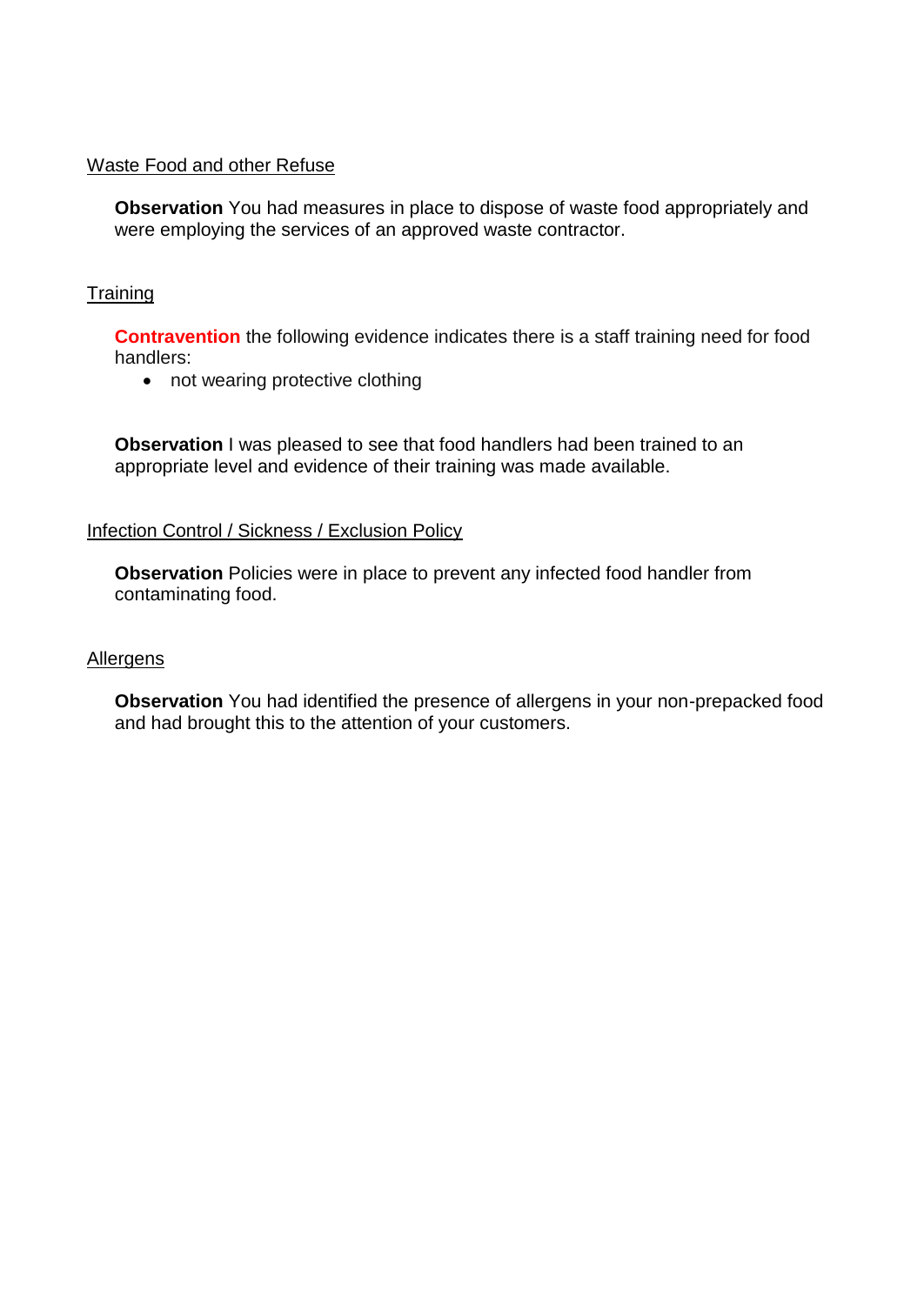Waste Food and other Refuse

**Observation** You had measures in place to dispose of waste food appropriately and were employing the services of an approved waste contractor.

Training

**Contravention** the following evidence indicates there is a staff training need for food handlers:

- not wearing protective clothing

**Observation** I was pleased to see that food handlers had been trained to an appropriate level and evidence of their training was made available.

Infection Control / Sickness / Exclusion Policy

**Observation** Policies were in place to prevent any infected food handler from contaminating food.

Allergens

**Observation** You had identified the presence of allergens in your non-prepacked food and had brought this to the attention of your customers.